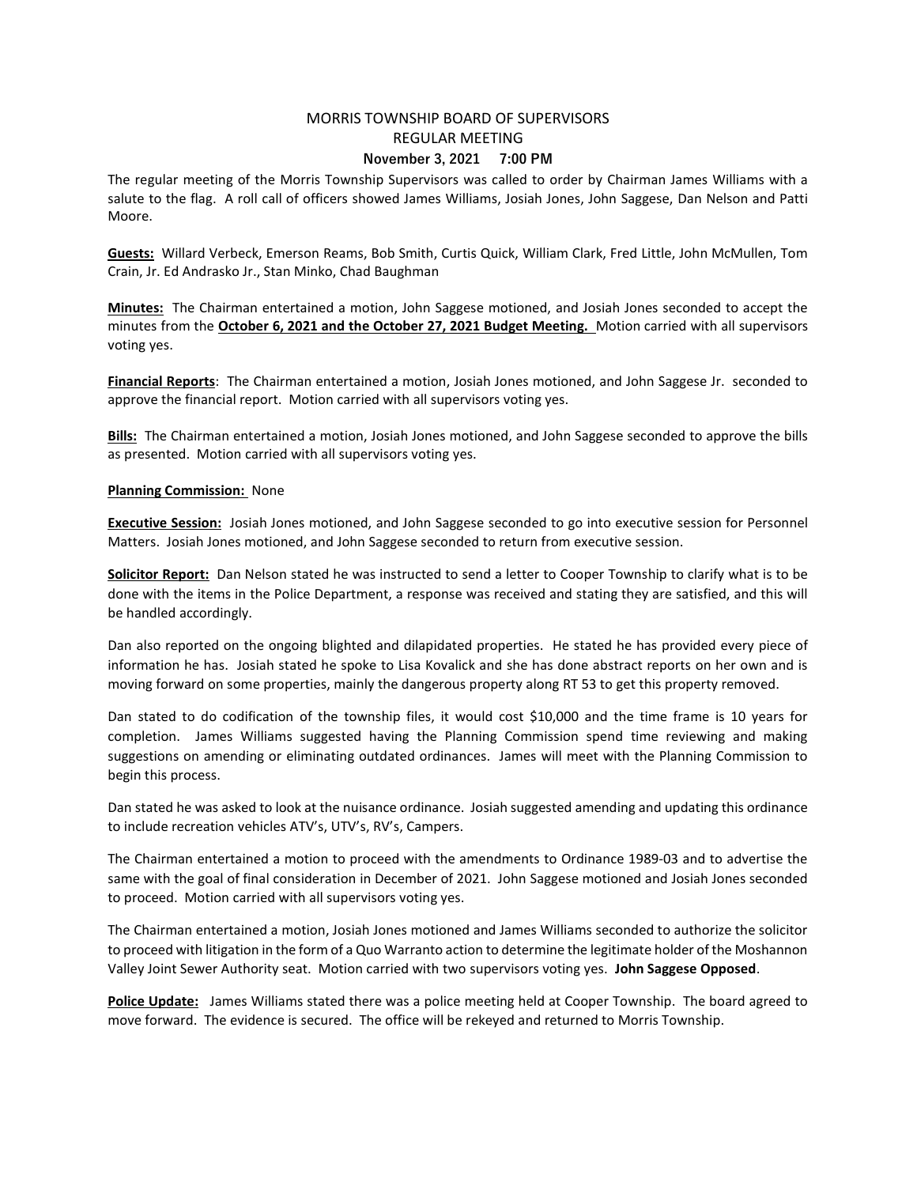# MORRIS TOWNSHIP BOARD OF SUPERVISORS
## REGULAR MEETING
### November 3, 2021 7:00 PM

The regular meeting of the Morris Township Supervisors was called to order by Chairman James Williams with a salute to the flag. A roll call of officers showed James Williams, Josiah Jones, John Saggese, Dan Nelson and Patti Moore.

**Guests:** Willard Verbeck, Emerson Reams, Bob Smith, Curtis Quick, William Clark, Fred Little, John McMullen, Tom Crain, Jr. Ed Andrasko Jr., Stan Minko, Chad Baughman

**Minutes:** The Chairman entertained a motion, John Saggese motioned, and Josiah Jones seconded to accept the minutes from the **October 6, 2021 and the October 27, 2021 Budget Meeting.** Motion carried with all supervisors voting yes.

**Financial Reports**: The Chairman entertained a motion, Josiah Jones motioned, and John Saggese Jr. seconded to approve the financial report. Motion carried with all supervisors voting yes.

**Bills:** The Chairman entertained a motion, Josiah Jones motioned, and John Saggese seconded to approve the bills as presented. Motion carried with all supervisors voting yes.

**Planning Commission:** None

**Executive Session:** Josiah Jones motioned, and John Saggese seconded to go into executive session for Personnel Matters. Josiah Jones motioned, and John Saggese seconded to return from executive session.

**Solicitor Report:** Dan Nelson stated he was instructed to send a letter to Cooper Township to clarify what is to be done with the items in the Police Department, a response was received and stating they are satisfied, and this will be handled accordingly.

Dan also reported on the ongoing blighted and dilapidated properties. He stated he has provided every piece of information he has. Josiah stated he spoke to Lisa Kovalick and she has done abstract reports on her own and is moving forward on some properties, mainly the dangerous property along RT 53 to get this property removed.

Dan stated to do codification of the township files, it would cost $10,000 and the time frame is 10 years for completion. James Williams suggested having the Planning Commission spend time reviewing and making suggestions on amending or eliminating outdated ordinances. James will meet with the Planning Commission to begin this process.

Dan stated he was asked to look at the nuisance ordinance. Josiah suggested amending and updating this ordinance to include recreation vehicles ATV's, UTV's, RV's, Campers.

The Chairman entertained a motion to proceed with the amendments to Ordinance 1989-03 and to advertise the same with the goal of final consideration in December of 2021. John Saggese motioned and Josiah Jones seconded to proceed. Motion carried with all supervisors voting yes.

The Chairman entertained a motion, Josiah Jones motioned and James Williams seconded to authorize the solicitor to proceed with litigation in the form of a Quo Warranto action to determine the legitimate holder of the Moshannon Valley Joint Sewer Authority seat. Motion carried with two supervisors voting yes. **John Saggese Opposed**.

**Police Update:** James Williams stated there was a police meeting held at Cooper Township. The board agreed to move forward. The evidence is secured. The office will be rekeyed and returned to Morris Township.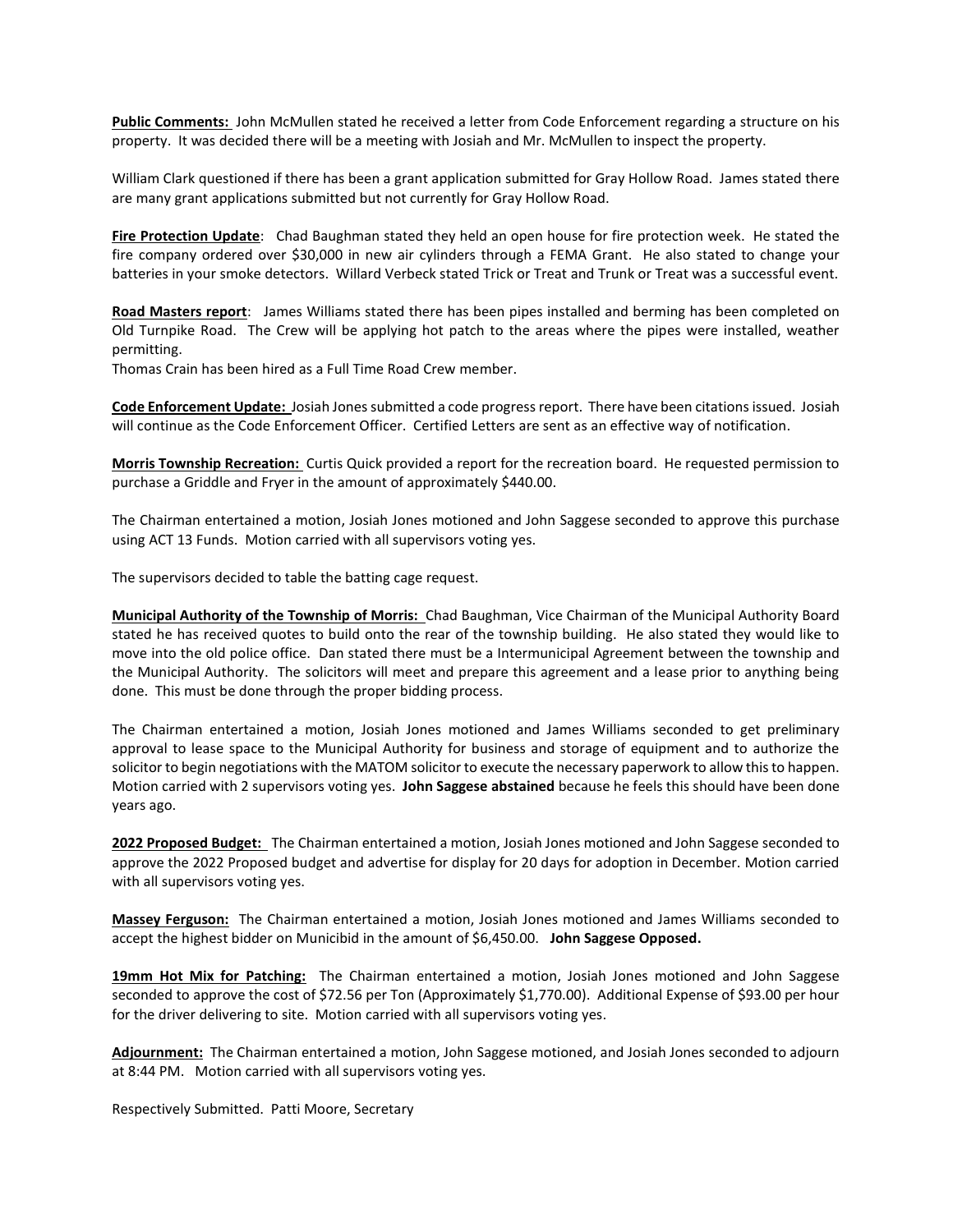**Public Comments:** John McMullen stated he received a letter from Code Enforcement regarding a structure on his property. It was decided there will be a meeting with Josiah and Mr. McMullen to inspect the property.

William Clark questioned if there has been a grant application submitted for Gray Hollow Road. James stated there are many grant applications submitted but not currently for Gray Hollow Road.

**Fire Protection Update**: Chad Baughman stated they held an open house for fire protection week. He stated the fire company ordered over $30,000 in new air cylinders through a FEMA Grant. He also stated to change your batteries in your smoke detectors. Willard Verbeck stated Trick or Treat and Trunk or Treat was a successful event.

**Road Masters report**: James Williams stated there has been pipes installed and berming has been completed on Old Turnpike Road. The Crew will be applying hot patch to the areas where the pipes were installed, weather permitting.
Thomas Crain has been hired as a Full Time Road Crew member.

**Code Enforcement Update:** Josiah Jones submitted a code progress report. There have been citations issued. Josiah will continue as the Code Enforcement Officer. Certified Letters are sent as an effective way of notification.

**Morris Township Recreation:** Curtis Quick provided a report for the recreation board. He requested permission to purchase a Griddle and Fryer in the amount of approximately $440.00.

The Chairman entertained a motion, Josiah Jones motioned and John Saggese seconded to approve this purchase using ACT 13 Funds. Motion carried with all supervisors voting yes.

The supervisors decided to table the batting cage request.

**Municipal Authority of the Township of Morris:** Chad Baughman, Vice Chairman of the Municipal Authority Board stated he has received quotes to build onto the rear of the township building. He also stated they would like to move into the old police office. Dan stated there must be a Intermunicipal Agreement between the township and the Municipal Authority. The solicitors will meet and prepare this agreement and a lease prior to anything being done. This must be done through the proper bidding process.

The Chairman entertained a motion, Josiah Jones motioned and James Williams seconded to get preliminary approval to lease space to the Municipal Authority for business and storage of equipment and to authorize the solicitor to begin negotiations with the MATOM solicitor to execute the necessary paperwork to allow this to happen. Motion carried with 2 supervisors voting yes. **John Saggese abstained** because he feels this should have been done years ago.

**2022 Proposed Budget:** The Chairman entertained a motion, Josiah Jones motioned and John Saggese seconded to approve the 2022 Proposed budget and advertise for display for 20 days for adoption in December. Motion carried with all supervisors voting yes.

**Massey Ferguson:** The Chairman entertained a motion, Josiah Jones motioned and James Williams seconded to accept the highest bidder on Municibid in the amount of $6,450.00. **John Saggese Opposed.**

**19mm Hot Mix for Patching:** The Chairman entertained a motion, Josiah Jones motioned and John Saggese seconded to approve the cost of $72.56 per Ton (Approximately $1,770.00). Additional Expense of $93.00 per hour for the driver delivering to site. Motion carried with all supervisors voting yes.

**Adjournment:** The Chairman entertained a motion, John Saggese motioned, and Josiah Jones seconded to adjourn at 8:44 PM. Motion carried with all supervisors voting yes.

Respectively Submitted. Patti Moore, Secretary